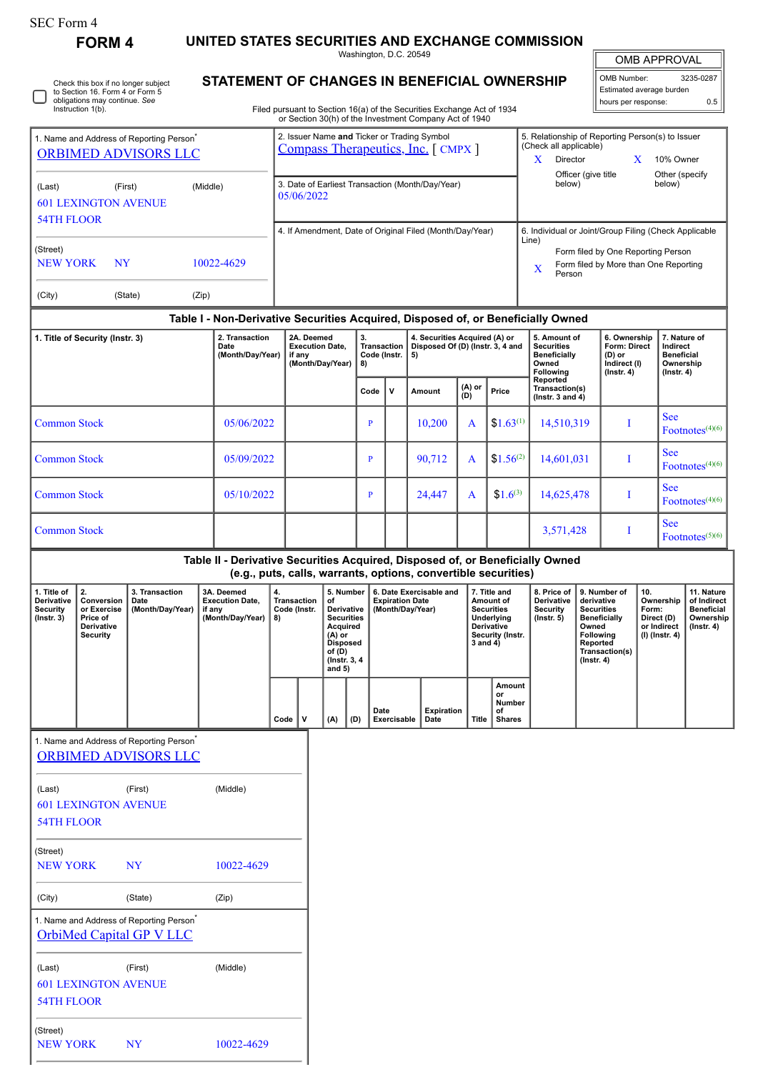SEC Form 4

**FORM 4**

# UNITED STATES SECURITIES AND EXCHANGE COMMISSION

Washington, D.C. 20549

## STATEMENT OF CHANGES IN BENEFICIAL OWNERSHIP

Filed pursuant to Section 16(a) of the Securities Exchange Act of 1934
or Section 30(h) of the Investment Company Act of 1940

| OMB APPROVAL | |
|---|---|
| OMB Number: | 3235-0287 |
| Estimated average burden | |
| hours per response: | 0.5 |

☐ Check this box if no longer subject to Section 16. Form 4 or Form 5 obligations may continue. *See* Instruction 1(b).

| 1. Name and Address of Reporting Person* | 2. Issuer Name **and** Ticker or Trading Symbol | 5. Relationship of Reporting Person(s) to Issuer (Check all applicable) |
|---|---|---|
| ORBIMED ADVISORS LLC | Compass Therapeutics, Inc. [ CMPX ] | X Director; X 10% Owner; Officer (give title below); Other (specify below) |
| (Last) (First) (Middle) 601 LEXINGTON AVENUE 54TH FLOOR | 3. Date of Earliest Transaction (Month/Day/Year) 05/06/2022 | |
| (Street) NEW YORK NY 10022-4629 | 4. If Amendment, Date of Original Filed (Month/Day/Year) | 6. Individual or Joint/Group Filing (Check Applicable Line) Form filed by One Reporting Person; X Form filed by More than One Reporting Person |
| (City) (State) (Zip) | | |

### Table I - Non-Derivative Securities Acquired, Disposed of, or Beneficially Owned

| 1. Title of Security (Instr. 3) | 2. Transaction Date (Month/Day/Year) | 2A. Deemed Execution Date, if any (Month/Day/Year) | 3. Transaction Code (Instr. 8) | | 4. Securities Acquired (A) or Disposed Of (D) (Instr. 3, 4 and 5) | | | 5. Amount of Securities Beneficially Owned Following Reported Transaction(s) (Instr. 3 and 4) | 6. Ownership Form: Direct (D) or Indirect (I) (Instr. 4) | 7. Nature of Indirect Beneficial Ownership (Instr. 4) |
|---|---|---|---|---|---|---|---|---|---|---|
| | | | Code | V | Amount | (A) or (D) | Price | | | |
| Common Stock | 05/06/2022 | | P | | 10,200 | A | $1.63[1] | 14,510,319 | I | See Footnotes[4][6] |
| Common Stock | 05/09/2022 | | P | | 90,712 | A | $1.56[2] | 14,601,031 | I | See Footnotes[4][6] |
| Common Stock | 05/10/2022 | | P | | 24,447 | A | $1.6[3] | 14,625,478 | I | See Footnotes[4][6] |
| Common Stock | | | | | | | | 3,571,428 | I | See Footnotes[5][6] |

### Table II - Derivative Securities Acquired, Disposed of, or Beneficially Owned (e.g., puts, calls, warrants, options, convertible securities)

| 1. Title of Derivative Security (Instr. 3) | 2. Conversion or Exercise Price of Derivative Security | 3. Transaction Date (Month/Day/Year) | 3A. Deemed Execution Date, if any (Month/Day/Year) | 4. Transaction Code (Instr. 8) | | 5. Number of Derivative Securities Acquired (A) or Disposed of (D) (Instr. 3, 4 and 5) | | 6. Date Exercisable and Expiration Date (Month/Day/Year) | | 7. Title and Amount of Securities Underlying Derivative Security (Instr. 3 and 4) | | 8. Price of Derivative Security (Instr. 5) | 9. Number of derivative Securities Beneficially Owned Following Reported Transaction(s) (Instr. 4) | 10. Ownership Form: Direct (D) or Indirect (I) (Instr. 4) | 11. Nature of Indirect Beneficial Ownership (Instr. 4) |
|---|---|---|---|---|---|---|---|---|---|---|---|---|---|---|---|
| | | | | Code | V | (A) | (D) | Date Exercisable | Expiration Date | Title | Amount or Number of Shares | | | | |

1. Name and Address of Reporting Person*

ORBIMED ADVISORS LLC

(Last) (First) (Middle)
601 LEXINGTON AVENUE
54TH FLOOR

(Street)
NEW YORK NY 10022-4629

(City) (State) (Zip)

1. Name and Address of Reporting Person*

OrbiMed Capital GP V LLC

(Last) (First) (Middle)
601 LEXINGTON AVENUE
54TH FLOOR

(Street)
NEW YORK NY 10022-4629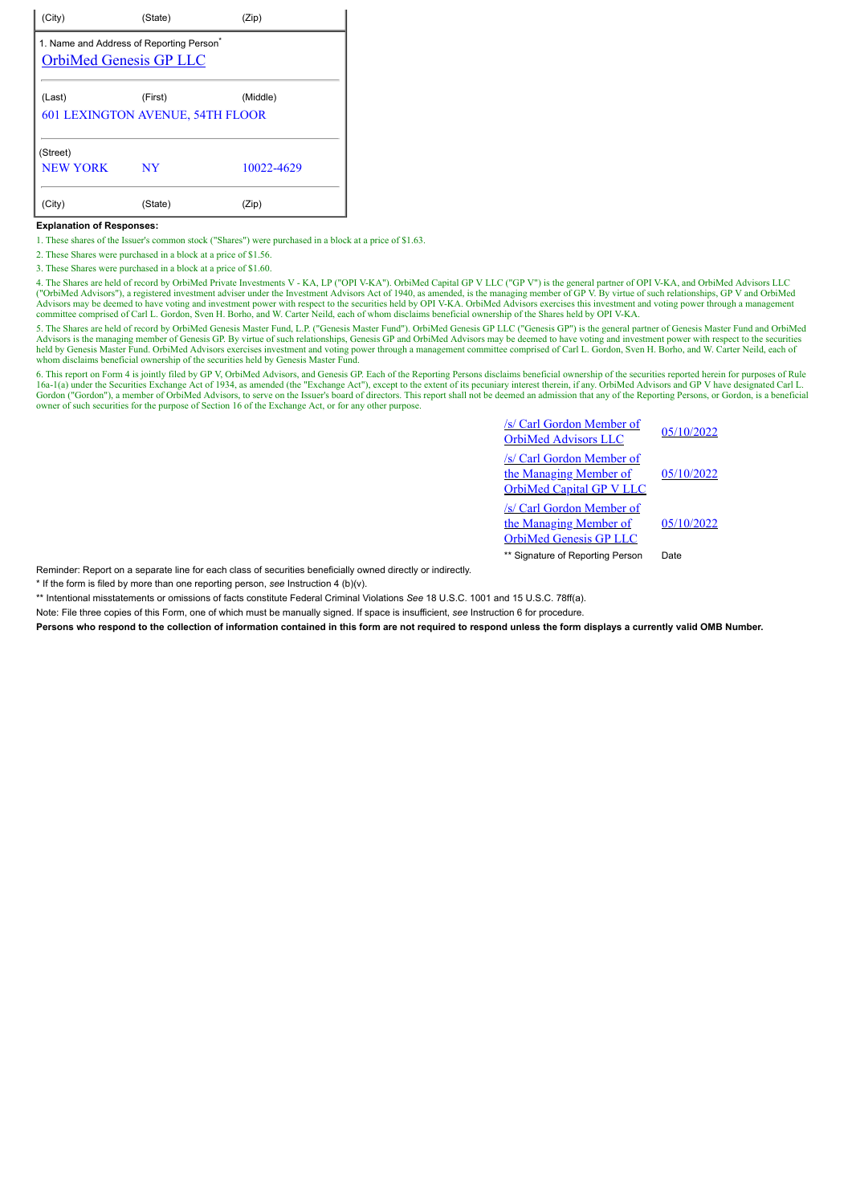| (City) | (State) | (Zip) |
| --- | --- | --- |

| 1. Name and Address of Reporting Person* | | |
| --- | --- | --- |
| OrbiMed Genesis GP LLC | | |
| (Last) | (First) | (Middle) |
| 601 LEXINGTON AVENUE, 54TH FLOOR | | |
| (Street) | | |
| NEW YORK | NY | 10022-4629 |
| (City) | (State) | (Zip) |

**Explanation of Responses:**

1. These shares of the Issuer's common stock ("Shares") were purchased in a block at a price of $1.63.

2. These Shares were purchased in a block at a price of $1.56.

3. These Shares were purchased in a block at a price of $1.60.

4. The Shares are held of record by OrbiMed Private Investments V - KA, LP ("OPI V-KA"). OrbiMed Capital GP V LLC ("GP V") is the general partner of OPI V-KA, and OrbiMed Advisors LLC ("OrbiMed Advisors"), a registered investment adviser under the Investment Advisors Act of 1940, as amended, is the managing member of GP V. By virtue of such relationships, GP V and OrbiMed Advisors may be deemed to have voting and investment power with respect to the securities held by OPI V-KA. OrbiMed Advisors exercises this investment and voting power through a management committee comprised of Carl L. Gordon, Sven H. Borho, and W. Carter Neild, each of whom disclaims beneficial ownership of the Shares held by OPI V-KA.

5. The Shares are held of record by OrbiMed Genesis Master Fund, L.P. ("Genesis Master Fund"). OrbiMed Genesis GP LLC ("Genesis GP") is the general partner of Genesis Master Fund and OrbiMed Advisors is the managing member of Genesis GP. By virtue of such relationships, Genesis GP and OrbiMed Advisors may be deemed to have voting and investment power with respect to the securities held by Genesis Master Fund. OrbiMed Advisors exercises investment and voting power through a management committee comprised of Carl L. Gordon, Sven H. Borho, and W. Carter Neild, each of whom disclaims beneficial ownership of the securities held by Genesis Master Fund.

6. This report on Form 4 is jointly filed by GP V, OrbiMed Advisors, and Genesis GP. Each of the Reporting Persons disclaims beneficial ownership of the securities reported herein for purposes of Rule 16a-1(a) under the Securities Exchange Act of 1934, as amended (the "Exchange Act"), except to the extent of its pecuniary interest therein, if any. OrbiMed Advisors and GP V have designated Carl L. Gordon ("Gordon"), a member of OrbiMed Advisors, to serve on the Issuer's board of directors. This report shall not be deemed an admission that any of the Reporting Persons, or Gordon, is a beneficial owner of such securities for the purpose of Section 16 of the Exchange Act, or for any other purpose.

| | |
| --- | --- |
| /s/ Carl Gordon Member of OrbiMed Advisors LLC | 05/10/2022 |
| /s/ Carl Gordon Member of the Managing Member of OrbiMed Capital GP V LLC | 05/10/2022 |
| /s/ Carl Gordon Member of the Managing Member of OrbiMed Genesis GP LLC | 05/10/2022 |
| ** Signature of Reporting Person | Date |

Reminder: Report on a separate line for each class of securities beneficially owned directly or indirectly.

* If the form is filed by more than one reporting person, *see* Instruction 4 (b)(v).

** Intentional misstatements or omissions of facts constitute Federal Criminal Violations *See* 18 U.S.C. 1001 and 15 U.S.C. 78ff(a).

Note: File three copies of this Form, one of which must be manually signed. If space is insufficient, *see* Instruction 6 for procedure.

**Persons who respond to the collection of information contained in this form are not required to respond unless the form displays a currently valid OMB Number.**